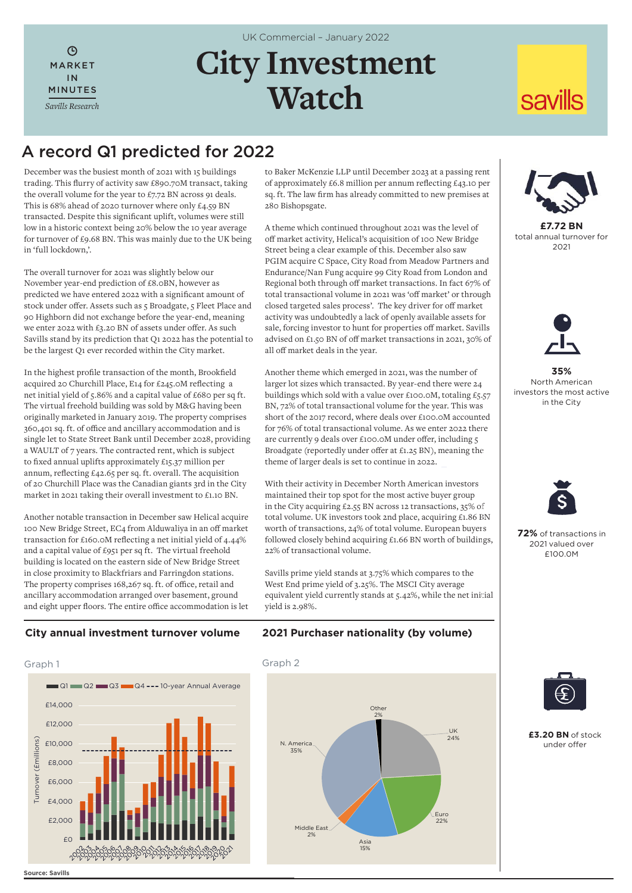UK Commercial – January 2022

MARKET IN MINUTES

*Savills Research*

# City Investment Watch

## A record Q1 predicted for 2022

December was the busiest month of 2021 with 15 buildings trading. This flurry of activity saw £890.70M transact, taking the overall volume for the year to £7.72 BN across 91 deals. This is 68% ahead of 2020 turnover where only £4.59 BN transacted. Despite this significant uplift, volumes were still low in a historic context being 20% below the 10 year average for turnover of £9.68 BN. This was mainly due to the UK being in 'full lockdown,'.

The overall turnover for 2021 was slightly below our November year-end prediction of £8.0BN, however as predicted we have entered 2022 with a significant amount of stock under offer. Assets such as 5 Broadgate, 5 Fleet Place and 90 Highborn did not exchange before the year-end, meaning we enter 2022 with £3.20 BN of assets under offer. As such Savills stand by its prediction that Q1 2022 has the potential to be the largest Q1 ever recorded within the City market.

In the highest profile transaction of the month, Brookfield acquired 20 Churchill Place, E14 for £245.0M reflecting a net initial yield of 5.86% and a capital value of £680 per sq ft. The virtual freehold building was sold by M&G having been originally marketed in January 2019. The property comprises 360,401 sq. ft. of office and ancillary accommodation and is single let to State Street Bank until December 2028, providing a WAULT of 7 years. The contracted rent, which is subject to fixed annual uplifts approximately £15.37 million per annum, reflecting £42.65 per sq. ft. overall. The acquisition of 20 Churchill Place was the Canadian giants 3rd in the City market in 2021 taking their overall investment to £1.10 BN.

Another notable transaction in December saw Helical acquire 100 New Bridge Street, EC4 from Alduwaliya in an off market transaction for £160.0M reflecting a net initial yield of 4.44% and a capital value of £951 per sq ft. The virtual freehold building is located on the eastern side of New Bridge Street in close proximity to Blackfriars and Farringdon stations. The property comprises 168,267 sq. ft. of office, retail and ancillary accommodation arranged over basement, ground and eight upper floors. The entire office accommodation is let to Baker McKenzie LLP until December 2023 at a passing rent of approximately £6.8 million per annum reflecting £43.10 per sq. ft. The law firm has already committed to new premises at 280 Bishopsgate.

A theme which continued throughout 2021 was the level of off market activity, Helical's acquisition of 100 New Bridge Street being a clear example of this. December also saw PGIM acquire C Space, City Road from Meadow Partners and Endurance/Nan Fung acquire 99 City Road from London and Regional both through off market transactions. In fact 67% of total transactional volume in 2021 was 'off market' or through closed targeted sales process'. The key driver for off market activity was undoubtedly a lack of openly available assets for sale, forcing investor to hunt for properties off market. Savills advised on £1.50 BN of off market transactions in 2021, 30% of all off market deals in the year.

Another theme which emerged in 2021, was the number of larger lot sizes which transacted. By year-end there were 24 buildings which sold with a value over £100.0M, totaling £5.57 BN, 72% of total transactional volume for the year. This was short of the 2017 record, where deals over £100.0M accounted for 76% of total transactional volume. As we enter 2022 there are currently 9 deals over £100.0M under offer, including 5 Broadgate (reportedly under offer at £1.25 BN), meaning the theme of larger deals is set to continue in 2022.

With their activity in December North American investors maintained their top spot for the most active buyer group in the City acquiring £2.55 BN across 12 transactions, 35% of total volume. UK investors took 2nd place, acquiring £1.86 BN worth of transactions, 24% of total volume. European buyers followed closely behind acquiring £1.66 BN worth of buildings, 22% of transactional volume.

Savills prime yield stands at 3.75% which compares to the West End prime yield of 3.25%. The MSCI City average equivalent yield currently stands at 5.42%, while the net initial yield is 2.98%.

**£7.72 BN** total annual turnover for 2021

**35%** North American investors the most active in the City

**72%** of transactions in 2021 valued over £100.0M

**£3.20 BN** of stock under offer

### City annual investment turnover volume

Graph 1

Legend: Q1, Q2, Q3, Q4, 10-year Annual Average. Y-axis: Turnover (£millions), £0 – £14,000. X-axis: 2002–2021.

### 2021 Purchaser nationality (by volume)

Graph 2

| Nationality | Share |
|---|---|
| N. America | 35% |
| UK | 24% |
| Euro | 22% |
| Asia | 15% |
| Middle East | 2% |
| Other | 2% |

**Source: Savills**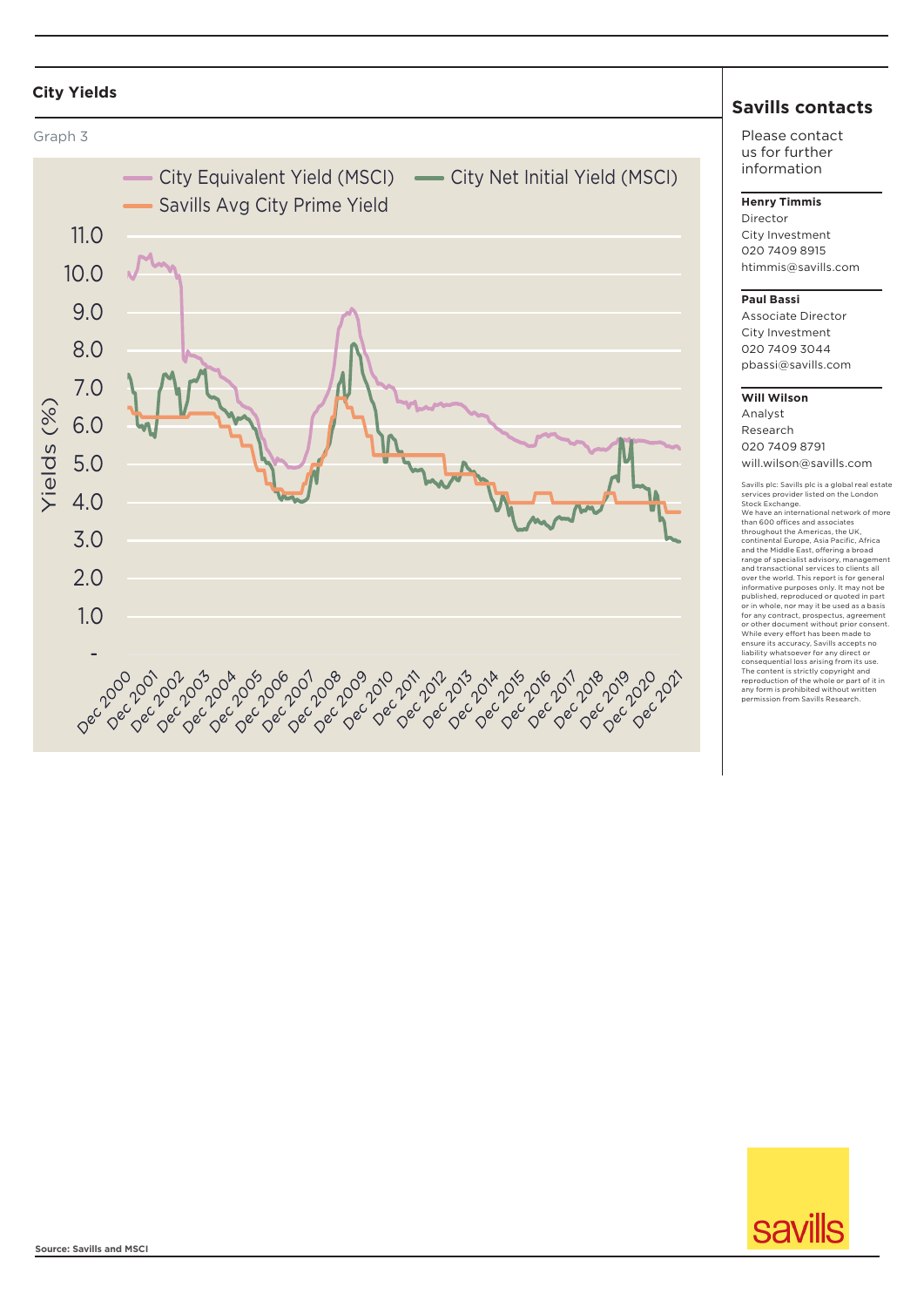## City Yields

Graph 3

City Equivalent Yield (MSCI)
City Net Initial Yield (MSCI)
Savills Avg City Prime Yield

Yields (%)

11.0
10.0
9.0
8.0
7.0
6.0
5.0
4.0
3.0
2.0
1.0
-

Dec 2000
Dec 2001
Dec 2002
Dec 2003
Dec 2004
Dec 2005
Dec 2006
Dec 2007
Dec 2008
Dec 2009
Dec 2010
Dec 2011
Dec 2012
Dec 2013
Dec 2014
Dec 2015
Dec 2016
Dec 2017
Dec 2018
Dec 2019
Dec 2020
Dec 2021

Source: Savills and MSCI

## Savills contacts

Please contact us for further information

**Henry Timmis**
Director
City Investment
020 7409 8915
htimmis@savills.com

**Paul Bassi**
Associate Director
City Investment
020 7409 3044
pbassi@savills.com

**Will Wilson**
Analyst
Research
020 7409 8791
will.wilson@savills.com

Savills plc: Savills plc is a global real estate services provider listed on the London Stock Exchange. We have an international network of more than 600 offices and associates throughout the Americas, the UK, continental Europe, Asia Pacific, Africa and the Middle East, offering a broad range of specialist advisory, management and transactional services to clients all over the world. This report is for general informative purposes only. It may not be published, reproduced or quoted in part or in whole, nor may it be used as a basis for any contract, prospectus, agreement or other document without prior consent. While every effort has been made to ensure its accuracy, Savills accepts no liability whatsoever for any direct or consequential loss arising from its use. The content is strictly copyright and reproduction of the whole or part of it in any form is prohibited without written permission from Savills Research.